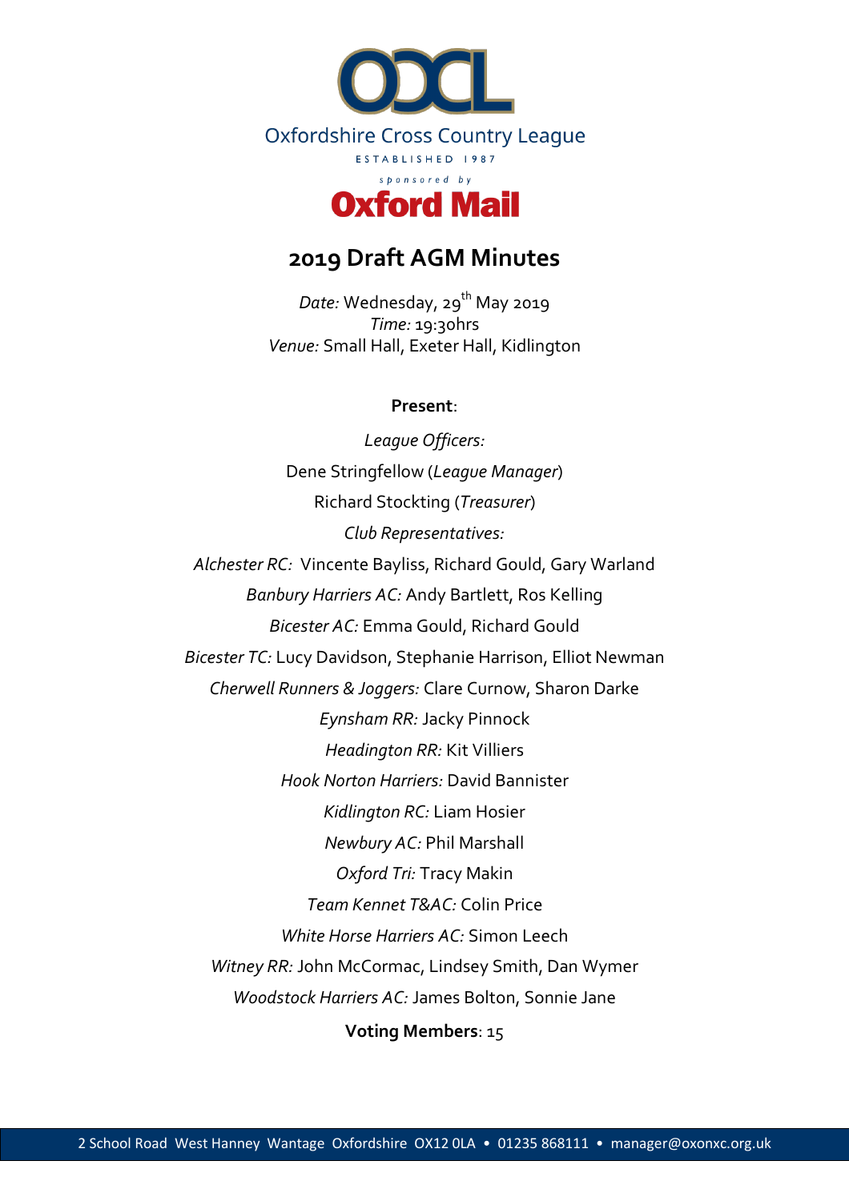Oxfordshire Cross Country League

ESTABLISHED 1987

sponsored by

Oxford Mail

# 2019 Draft AGM Minutes

*Date:* Wednesday, 29th May 2019
*Time:* 19:30hrs
*Venue:* Small Hall, Exeter Hall, Kidlington

**Present**:

*League Officers:*

Dene Stringfellow (*League Manager*)

Richard Stockting (*Treasurer*)

*Club Representatives:*

*Alchester RC:* Vincente Bayliss, Richard Gould, Gary Warland

*Banbury Harriers AC:* Andy Bartlett, Ros Kelling

*Bicester AC:* Emma Gould, Richard Gould

*Bicester TC:* Lucy Davidson, Stephanie Harrison, Elliot Newman

*Cherwell Runners & Joggers:* Clare Curnow, Sharon Darke

*Eynsham RR:* Jacky Pinnock

*Headington RR:* Kit Villiers

*Hook Norton Harriers:* David Bannister

*Kidlington RC:* Liam Hosier

*Newbury AC:* Phil Marshall

*Oxford Tri:* Tracy Makin

*Team Kennet T&AC:* Colin Price

*White Horse Harriers AC:* Simon Leech

*Witney RR:* John McCormac, Lindsey Smith, Dan Wymer

*Woodstock Harriers AC:* James Bolton, Sonnie Jane

**Voting Members**: 15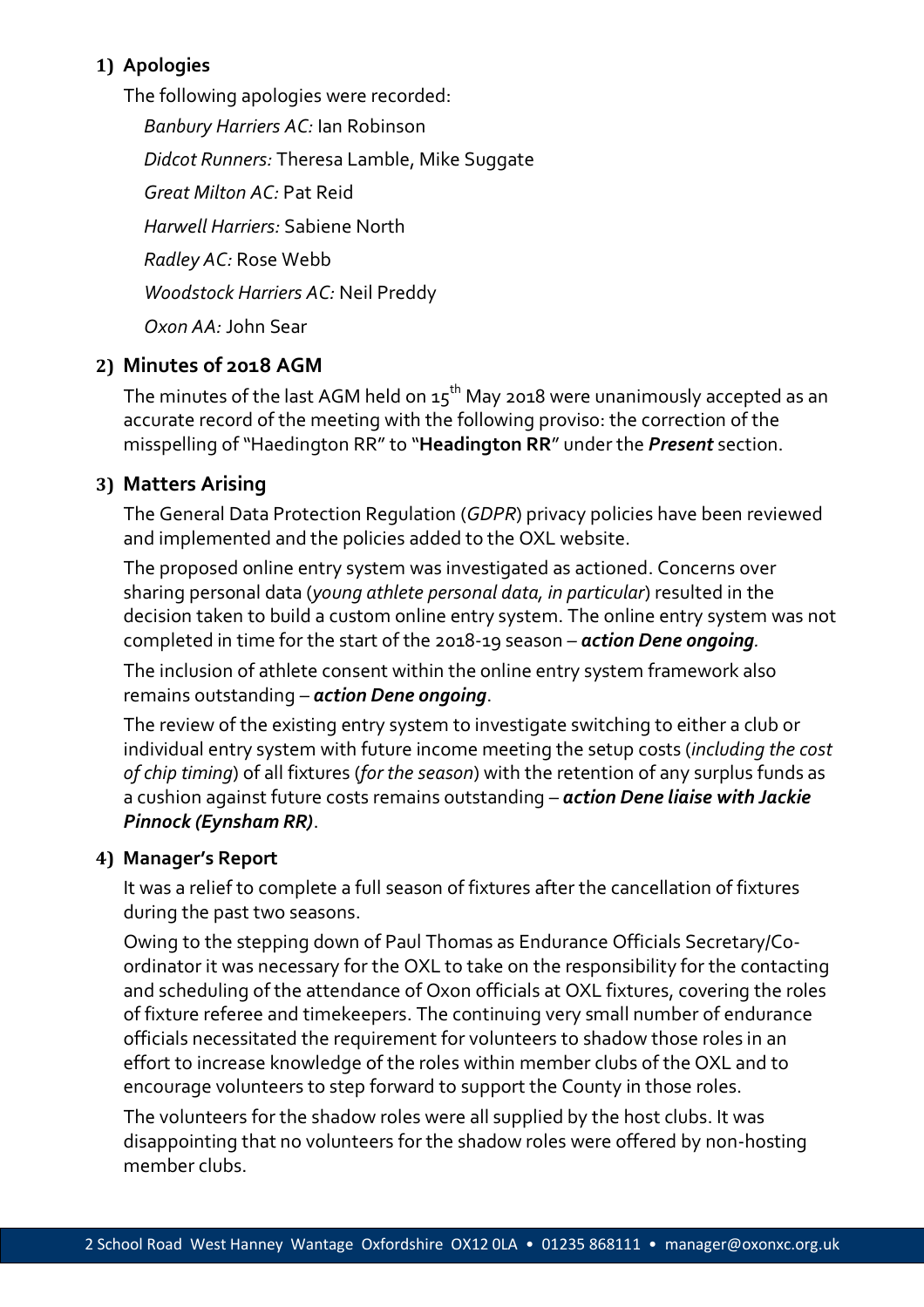## 1) Apologies

The following apologies were recorded:

*Banbury Harriers AC:* Ian Robinson

*Didcot Runners:* Theresa Lamble, Mike Suggate

*Great Milton AC:* Pat Reid

*Harwell Harriers:* Sabiene North

*Radley AC:* Rose Webb

*Woodstock Harriers AC:* Neil Preddy

*Oxon AA:* John Sear

## 2) Minutes of 2018 AGM

The minutes of the last AGM held on 15th May 2018 were unanimously accepted as an accurate record of the meeting with the following proviso: the correction of the misspelling of "Haedington RR" to "**Headington RR**" under the ***Present*** section.

## 3) Matters Arising

The General Data Protection Regulation (*GDPR*) privacy policies have been reviewed and implemented and the policies added to the OXL website.

The proposed online entry system was investigated as actioned. Concerns over sharing personal data (*young athlete personal data, in particular*) resulted in the decision taken to build a custom online entry system. The online entry system was not completed in time for the start of the 2018-19 season – ***action Dene ongoing***.

The inclusion of athlete consent within the online entry system framework also remains outstanding – ***action Dene ongoing***.

The review of the existing entry system to investigate switching to either a club or individual entry system with future income meeting the setup costs (*including the cost of chip timing*) of all fixtures (*for the season*) with the retention of any surplus funds as a cushion against future costs remains outstanding – ***action Dene liaise with Jackie Pinnock (Eynsham RR)***.

## 4) Manager's Report

It was a relief to complete a full season of fixtures after the cancellation of fixtures during the past two seasons.

Owing to the stepping down of Paul Thomas as Endurance Officials Secretary/Co-ordinator it was necessary for the OXL to take on the responsibility for the contacting and scheduling of the attendance of Oxon officials at OXL fixtures, covering the roles of fixture referee and timekeepers. The continuing very small number of endurance officials necessitated the requirement for volunteers to shadow those roles in an effort to increase knowledge of the roles within member clubs of the OXL and to encourage volunteers to step forward to support the County in those roles.

The volunteers for the shadow roles were all supplied by the host clubs. It was disappointing that no volunteers for the shadow roles were offered by non-hosting member clubs.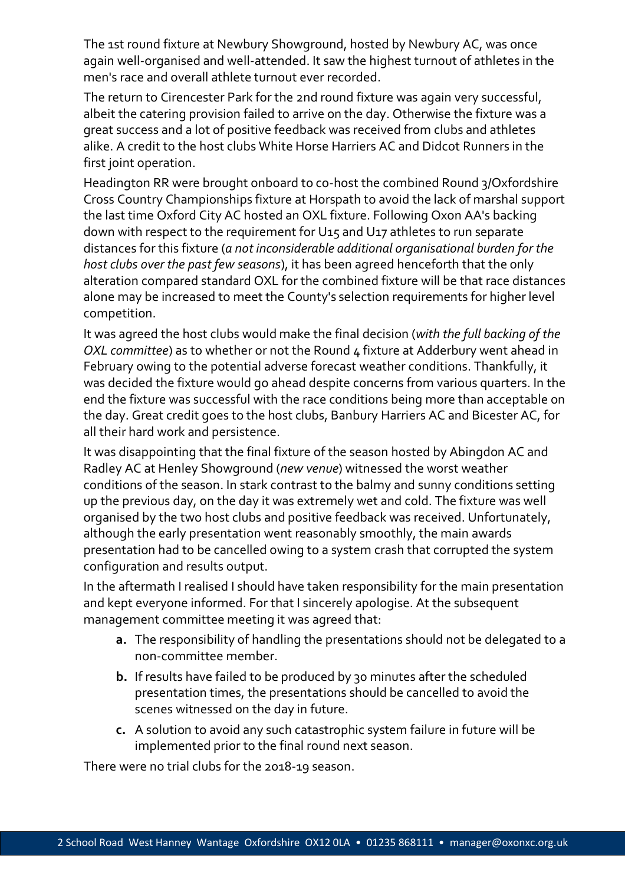The 1st round fixture at Newbury Showground, hosted by Newbury AC, was once again well-organised and well-attended. It saw the highest turnout of athletes in the men's race and overall athlete turnout ever recorded.

The return to Cirencester Park for the 2nd round fixture was again very successful, albeit the catering provision failed to arrive on the day. Otherwise the fixture was a great success and a lot of positive feedback was received from clubs and athletes alike. A credit to the host clubs White Horse Harriers AC and Didcot Runners in the first joint operation.

Headington RR were brought onboard to co-host the combined Round 3/Oxfordshire Cross Country Championships fixture at Horspath to avoid the lack of marshal support the last time Oxford City AC hosted an OXL fixture. Following Oxon AA's backing down with respect to the requirement for U15 and U17 athletes to run separate distances for this fixture (*a not inconsiderable additional organisational burden for the host clubs over the past few seasons*), it has been agreed henceforth that the only alteration compared standard OXL for the combined fixture will be that race distances alone may be increased to meet the County's selection requirements for higher level competition.

It was agreed the host clubs would make the final decision (*with the full backing of the OXL committee*) as to whether or not the Round 4 fixture at Adderbury went ahead in February owing to the potential adverse forecast weather conditions. Thankfully, it was decided the fixture would go ahead despite concerns from various quarters. In the end the fixture was successful with the race conditions being more than acceptable on the day. Great credit goes to the host clubs, Banbury Harriers AC and Bicester AC, for all their hard work and persistence.

It was disappointing that the final fixture of the season hosted by Abingdon AC and Radley AC at Henley Showground (*new venue*) witnessed the worst weather conditions of the season. In stark contrast to the balmy and sunny conditions setting up the previous day, on the day it was extremely wet and cold. The fixture was well organised by the two host clubs and positive feedback was received. Unfortunately, although the early presentation went reasonably smoothly, the main awards presentation had to be cancelled owing to a system crash that corrupted the system configuration and results output.

In the aftermath I realised I should have taken responsibility for the main presentation and kept everyone informed. For that I sincerely apologise. At the subsequent management committee meeting it was agreed that:

- **a.** The responsibility of handling the presentations should not be delegated to a non-committee member.
- **b.** If results have failed to be produced by 30 minutes after the scheduled presentation times, the presentations should be cancelled to avoid the scenes witnessed on the day in future.
- **c.** A solution to avoid any such catastrophic system failure in future will be implemented prior to the final round next season.

There were no trial clubs for the 2018-19 season.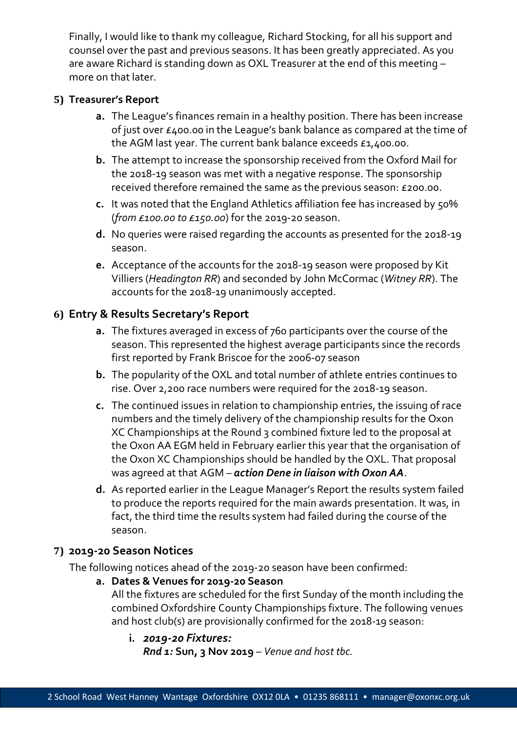Finally, I would like to thank my colleague, Richard Stocking, for all his support and counsel over the past and previous seasons. It has been greatly appreciated. As you are aware Richard is standing down as OXL Treasurer at the end of this meeting – more on that later.

## 5) Treasurer's Report

- **a.** The League's finances remain in a healthy position. There has been increase of just over £400.00 in the League's bank balance as compared at the time of the AGM last year. The current bank balance exceeds £1,400.00.
- **b.** The attempt to increase the sponsorship received from the Oxford Mail for the 2018-19 season was met with a negative response. The sponsorship received therefore remained the same as the previous season: £200.00.
- **c.** It was noted that the England Athletics affiliation fee has increased by 50% (*from £100.00 to £150.00*) for the 2019-20 season.
- **d.** No queries were raised regarding the accounts as presented for the 2018-19 season.
- **e.** Acceptance of the accounts for the 2018-19 season were proposed by Kit Villiers (*Headington RR*) and seconded by John McCormac (*Witney RR*). The accounts for the 2018-19 unanimously accepted.

## 6) Entry & Results Secretary's Report

- **a.** The fixtures averaged in excess of 760 participants over the course of the season. This represented the highest average participants since the records first reported by Frank Briscoe for the 2006-07 season
- **b.** The popularity of the OXL and total number of athlete entries continues to rise. Over 2,200 race numbers were required for the 2018-19 season.
- **c.** The continued issues in relation to championship entries, the issuing of race numbers and the timely delivery of the championship results for the Oxon XC Championships at the Round 3 combined fixture led to the proposal at the Oxon AA EGM held in February earlier this year that the organisation of the Oxon XC Championships should be handled by the OXL. That proposal was agreed at that AGM – ***action Dene in liaison with Oxon AA***.
- **d.** As reported earlier in the League Manager's Report the results system failed to produce the reports required for the main awards presentation. It was, in fact, the third time the results system had failed during the course of the season.

## 7) 2019-20 Season Notices

The following notices ahead of the 2019-20 season have been confirmed:

- **a. Dates & Venues for 2019-20 Season**

  All the fixtures are scheduled for the first Sunday of the month including the combined Oxfordshire County Championships fixture. The following venues and host club(s) are provisionally confirmed for the 2018-19 season:

  - **i.** ***2019-20 Fixtures:***

    ***Rnd 1:*** **Sun, 3 Nov 2019** – *Venue and host tbc.*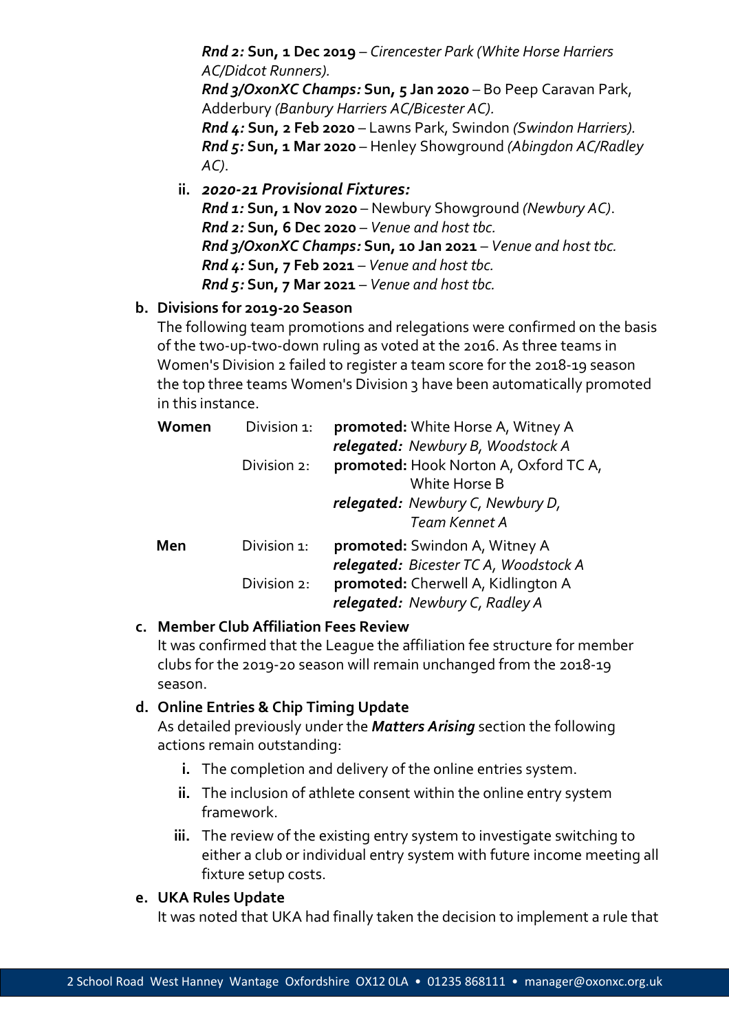*Rnd 2:* **Sun, 1 Dec 2019** – *Cirencester Park (White Horse Harriers AC/Didcot Runners).*
*Rnd 3/OxonXC Champs:* **Sun, 5 Jan 2020** – Bo Peep Caravan Park, Adderbury *(Banbury Harriers AC/Bicester AC).*
*Rnd 4:* **Sun, 2 Feb 2020** – Lawns Park, Swindon *(Swindon Harriers).*
*Rnd 5:* **Sun, 1 Mar 2020** – Henley Showground *(Abingdon AC/Radley AC).*

ii. ***2020-21 Provisional Fixtures:***
*Rnd 1:* **Sun, 1 Nov 2020** – Newbury Showground *(Newbury AC).*
*Rnd 2:* **Sun, 6 Dec 2020** – *Venue and host tbc.*
*Rnd 3/OxonXC Champs:* **Sun, 10 Jan 2021** – *Venue and host tbc.*
*Rnd 4:* **Sun, 7 Feb 2021** – *Venue and host tbc.*
*Rnd 5:* **Sun, 7 Mar 2021** – *Venue and host tbc.*

**b. Divisions for 2019-20 Season**

The following team promotions and relegations were confirmed on the basis of the two-up-two-down ruling as voted at the 2016. As three teams in Women's Division 2 failed to register a team score for the 2018-19 season the top three teams Women's Division 3 have been automatically promoted in this instance.

| | | |
|---|---|---|
| **Women** | Division 1: | **promoted:** White Horse A, Witney A |
| | | ***relegated:*** *Newbury B, Woodstock A* |
| | Division 2: | **promoted:** Hook Norton A, Oxford TC A, White Horse B |
| | | ***relegated:*** *Newbury C, Newbury D, Team Kennet A* |
| **Men** | Division 1: | **promoted:** Swindon A, Witney A |
| | | ***relegated:*** *Bicester TC A, Woodstock A* |
| | Division 2: | **promoted:** Cherwell A, Kidlington A |
| | | ***relegated:*** *Newbury C, Radley A* |

**c. Member Club Affiliation Fees Review**

It was confirmed that the League the affiliation fee structure for member clubs for the 2019-20 season will remain unchanged from the 2018-19 season.

**d. Online Entries & Chip Timing Update**

As detailed previously under the ***Matters Arising*** section the following actions remain outstanding:

i. The completion and delivery of the online entries system.

ii. The inclusion of athlete consent within the online entry system framework.

iii. The review of the existing entry system to investigate switching to either a club or individual entry system with future income meeting all fixture setup costs.

**e. UKA Rules Update**

It was noted that UKA had finally taken the decision to implement a rule that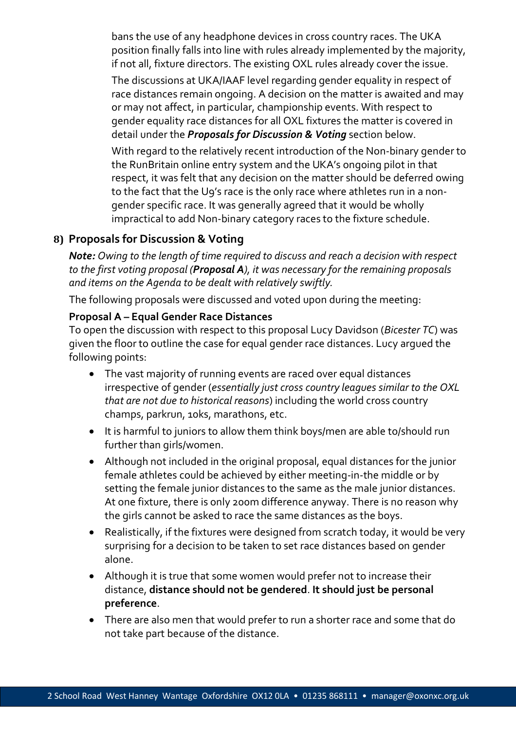bans the use of any headphone devices in cross country races. The UKA position finally falls into line with rules already implemented by the majority, if not all, fixture directors. The existing OXL rules already cover the issue.

The discussions at UKA/IAAF level regarding gender equality in respect of race distances remain ongoing. A decision on the matter is awaited and may or may not affect, in particular, championship events. With respect to gender equality race distances for all OXL fixtures the matter is covered in detail under the ***Proposals for Discussion & Voting*** section below.

With regard to the relatively recent introduction of the Non-binary gender to the RunBritain online entry system and the UKA's ongoing pilot in that respect, it was felt that any decision on the matter should be deferred owing to the fact that the U9's race is the only race where athletes run in a non-gender specific race. It was generally agreed that it would be wholly impractical to add Non-binary category races to the fixture schedule.

## 8) Proposals for Discussion & Voting

***Note:*** *Owing to the length of time required to discuss and reach a decision with respect to the first voting proposal (**Proposal A**), it was necessary for the remaining proposals and items on the Agenda to be dealt with relatively swiftly.*

The following proposals were discussed and voted upon during the meeting:

### Proposal A – Equal Gender Race Distances

To open the discussion with respect to this proposal Lucy Davidson (*Bicester TC*) was given the floor to outline the case for equal gender race distances. Lucy argued the following points:

- The vast majority of running events are raced over equal distances irrespective of gender (*essentially just cross country leagues similar to the OXL that are not due to historical reasons*) including the world cross country champs, parkrun, 10ks, marathons, etc.
- It is harmful to juniors to allow them think boys/men are able to/should run further than girls/women.
- Although not included in the original proposal, equal distances for the junior female athletes could be achieved by either meeting-in-the middle or by setting the female junior distances to the same as the male junior distances. At one fixture, there is only 200m difference anyway. There is no reason why the girls cannot be asked to race the same distances as the boys.
- Realistically, if the fixtures were designed from scratch today, it would be very surprising for a decision to be taken to set race distances based on gender alone.
- Although it is true that some women would prefer not to increase their distance, **distance should not be gendered**. **It should just be personal preference**.
- There are also men that would prefer to run a shorter race and some that do not take part because of the distance.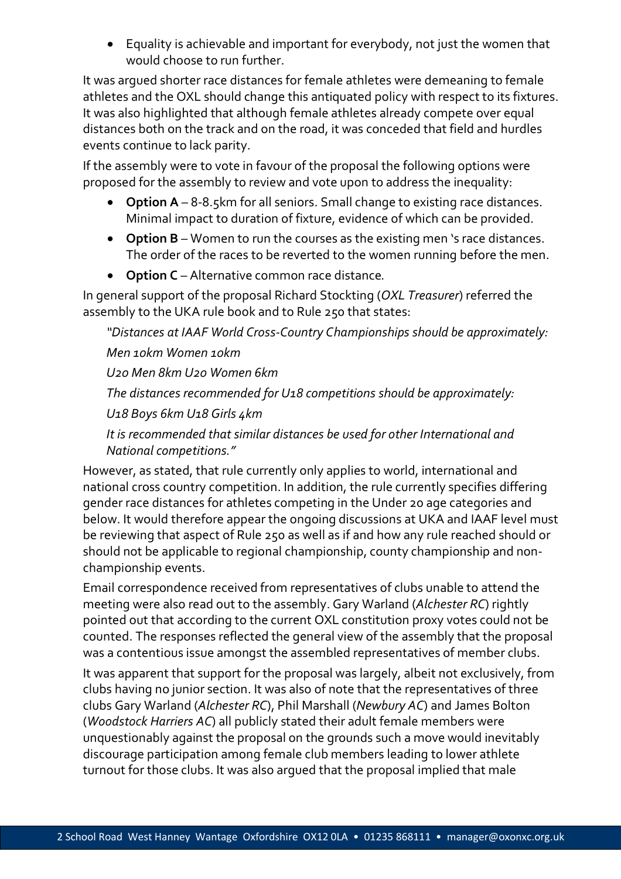- Equality is achievable and important for everybody, not just the women that would choose to run further.

It was argued shorter race distances for female athletes were demeaning to female athletes and the OXL should change this antiquated policy with respect to its fixtures. It was also highlighted that although female athletes already compete over equal distances both on the track and on the road, it was conceded that field and hurdles events continue to lack parity.

If the assembly were to vote in favour of the proposal the following options were proposed for the assembly to review and vote upon to address the inequality:

- **Option A** – 8-8.5km for all seniors. Small change to existing race distances. Minimal impact to duration of fixture, evidence of which can be provided.
- **Option B** – Women to run the courses as the existing men 's race distances. The order of the races to be reverted to the women running before the men.
- **Option C** – Alternative common race distance.

In general support of the proposal Richard Stockting (*OXL Treasurer*) referred the assembly to the UKA rule book and to Rule 250 that states:

> *"Distances at IAAF World Cross-Country Championships should be approximately:*
>
> *Men 10km Women 10km*
>
> *U20 Men 8km U20 Women 6km*
>
> *The distances recommended for U18 competitions should be approximately:*
>
> *U18 Boys 6km U18 Girls 4km*
>
> *It is recommended that similar distances be used for other International and National competitions."*

However, as stated, that rule currently only applies to world, international and national cross country competition. In addition, the rule currently specifies differing gender race distances for athletes competing in the Under 20 age categories and below. It would therefore appear the ongoing discussions at UKA and IAAF level must be reviewing that aspect of Rule 250 as well as if and how any rule reached should or should not be applicable to regional championship, county championship and non-championship events.

Email correspondence received from representatives of clubs unable to attend the meeting were also read out to the assembly. Gary Warland (*Alchester RC*) rightly pointed out that according to the current OXL constitution proxy votes could not be counted. The responses reflected the general view of the assembly that the proposal was a contentious issue amongst the assembled representatives of member clubs.

It was apparent that support for the proposal was largely, albeit not exclusively, from clubs having no junior section. It was also of note that the representatives of three clubs Gary Warland (*Alchester RC*), Phil Marshall (*Newbury AC*) and James Bolton (*Woodstock Harriers AC*) all publicly stated their adult female members were unquestionably against the proposal on the grounds such a move would inevitably discourage participation among female club members leading to lower athlete turnout for those clubs. It was also argued that the proposal implied that male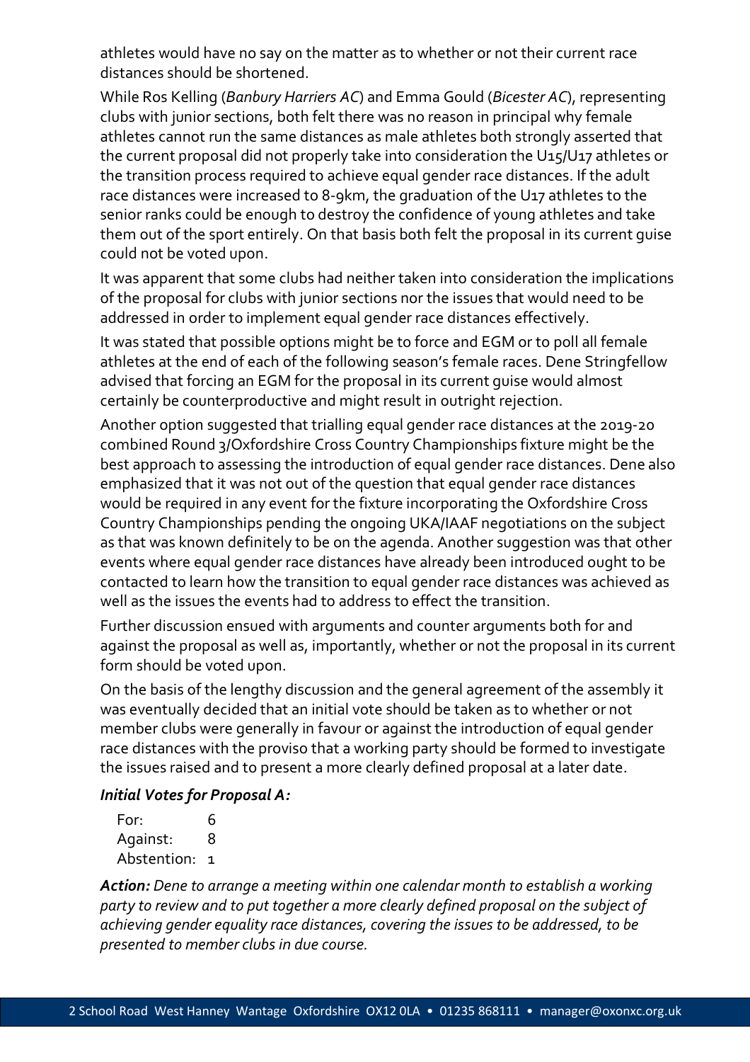athletes would have no say on the matter as to whether or not their current race distances should be shortened.

While Ros Kelling (*Banbury Harriers AC*) and Emma Gould (*Bicester AC*), representing clubs with junior sections, both felt there was no reason in principal why female athletes cannot run the same distances as male athletes both strongly asserted that the current proposal did not properly take into consideration the U15/U17 athletes or the transition process required to achieve equal gender race distances. If the adult race distances were increased to 8-9km, the graduation of the U17 athletes to the senior ranks could be enough to destroy the confidence of young athletes and take them out of the sport entirely. On that basis both felt the proposal in its current guise could not be voted upon.

It was apparent that some clubs had neither taken into consideration the implications of the proposal for clubs with junior sections nor the issues that would need to be addressed in order to implement equal gender race distances effectively.

It was stated that possible options might be to force and EGM or to poll all female athletes at the end of each of the following season's female races. Dene Stringfellow advised that forcing an EGM for the proposal in its current guise would almost certainly be counterproductive and might result in outright rejection.

Another option suggested that trialling equal gender race distances at the 2019-20 combined Round 3/Oxfordshire Cross Country Championships fixture might be the best approach to assessing the introduction of equal gender race distances. Dene also emphasized that it was not out of the question that equal gender race distances would be required in any event for the fixture incorporating the Oxfordshire Cross Country Championships pending the ongoing UKA/IAAF negotiations on the subject as that was known definitely to be on the agenda. Another suggestion was that other events where equal gender race distances have already been introduced ought to be contacted to learn how the transition to equal gender race distances was achieved as well as the issues the events had to address to effect the transition.

Further discussion ensued with arguments and counter arguments both for and against the proposal as well as, importantly, whether or not the proposal in its current form should be voted upon.

On the basis of the lengthy discussion and the general agreement of the assembly it was eventually decided that an initial vote should be taken as to whether or not member clubs were generally in favour or against the introduction of equal gender race distances with the proviso that a working party should be formed to investigate the issues raised and to present a more clearly defined proposal at a later date.

***Initial Votes for Proposal A:***

| | |
|---|---|
| For: | 6 |
| Against: | 8 |
| Abstention: | 1 |

***Action:*** *Dene to arrange a meeting within one calendar month to establish a working party to review and to put together a more clearly defined proposal on the subject of achieving gender equality race distances, covering the issues to be addressed, to be presented to member clubs in due course.*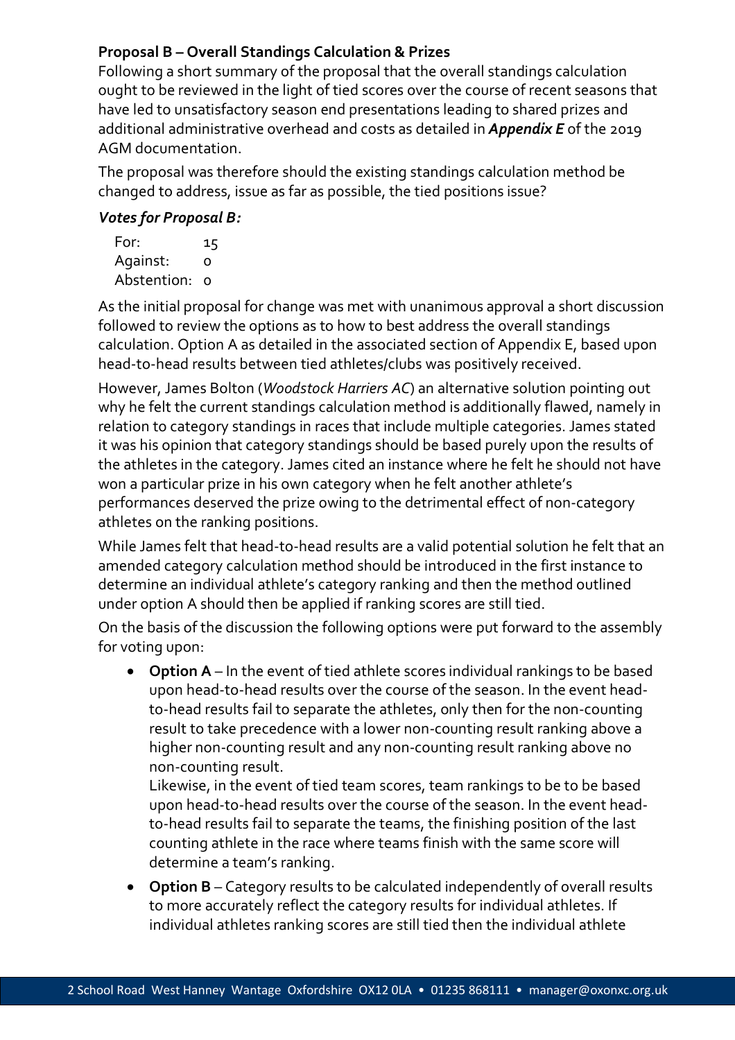**Proposal B – Overall Standings Calculation & Prizes**

Following a short summary of the proposal that the overall standings calculation ought to be reviewed in the light of tied scores over the course of recent seasons that have led to unsatisfactory season end presentations leading to shared prizes and additional administrative overhead and costs as detailed in ***Appendix E*** of the 2019 AGM documentation.

The proposal was therefore should the existing standings calculation method be changed to address, issue as far as possible, the tied positions issue?

***Votes for Proposal B:***

| | |
|---|---|
| For: | 15 |
| Against: | 0 |
| Abstention: | 0 |

As the initial proposal for change was met with unanimous approval a short discussion followed to review the options as to how to best address the overall standings calculation. Option A as detailed in the associated section of Appendix E, based upon head-to-head results between tied athletes/clubs was positively received.

However, James Bolton (*Woodstock Harriers AC*) an alternative solution pointing out why he felt the current standings calculation method is additionally flawed, namely in relation to category standings in races that include multiple categories. James stated it was his opinion that category standings should be based purely upon the results of the athletes in the category. James cited an instance where he felt he should not have won a particular prize in his own category when he felt another athlete's performances deserved the prize owing to the detrimental effect of non-category athletes on the ranking positions.

While James felt that head-to-head results are a valid potential solution he felt that an amended category calculation method should be introduced in the first instance to determine an individual athlete's category ranking and then the method outlined under option A should then be applied if ranking scores are still tied.

On the basis of the discussion the following options were put forward to the assembly for voting upon:

- **Option A** – In the event of tied athlete scores individual rankings to be based upon head-to-head results over the course of the season. In the event head-to-head results fail to separate the athletes, only then for the non-counting result to take precedence with a lower non-counting result ranking above a higher non-counting result and any non-counting result ranking above no non-counting result.

  Likewise, in the event of tied team scores, team rankings to be to be based upon head-to-head results over the course of the season. In the event head-to-head results fail to separate the teams, the finishing position of the last counting athlete in the race where teams finish with the same score will determine a team's ranking.

- **Option B** – Category results to be calculated independently of overall results to more accurately reflect the category results for individual athletes. If individual athletes ranking scores are still tied then the individual athlete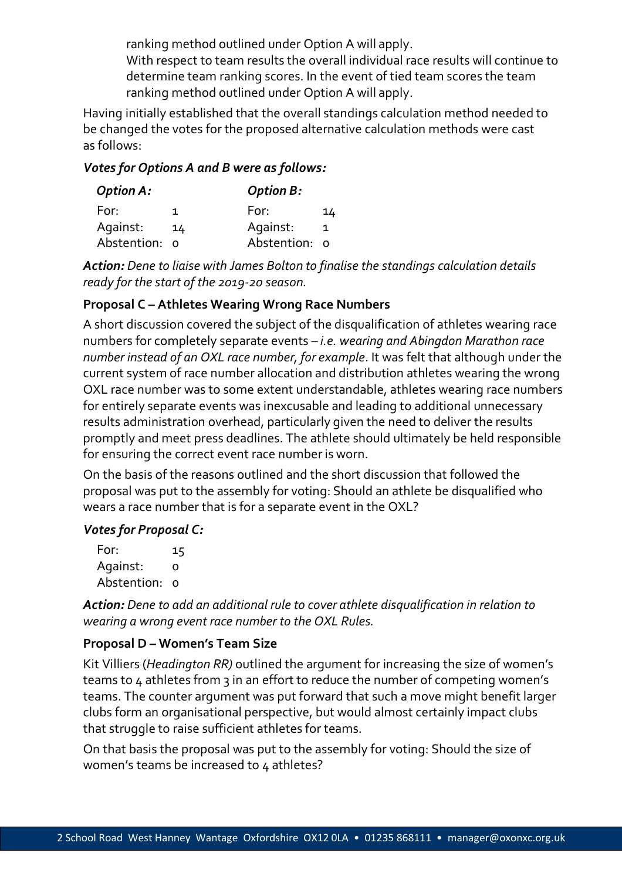ranking method outlined under Option A will apply.

With respect to team results the overall individual race results will continue to determine team ranking scores. In the event of tied team scores the team ranking method outlined under Option A will apply.

Having initially established that the overall standings calculation method needed to be changed the votes for the proposed alternative calculation methods were cast as follows:

***Votes for Options A and B were as follows:***

| ***Option A:*** | | ***Option B:*** | |
|---|---|---|---|
| For: | 1 | For: | 14 |
| Against: | 14 | Against: | 1 |
| Abstention: | 0 | Abstention: | 0 |

***Action:*** *Dene to liaise with James Bolton to finalise the standings calculation details ready for the start of the 2019-20 season.*

**Proposal C – Athletes Wearing Wrong Race Numbers**

A short discussion covered the subject of the disqualification of athletes wearing race numbers for completely separate events – *i.e. wearing and Abingdon Marathon race number instead of an OXL race number, for example*. It was felt that although under the current system of race number allocation and distribution athletes wearing the wrong OXL race number was to some extent understandable, athletes wearing race numbers for entirely separate events was inexcusable and leading to additional unnecessary results administration overhead, particularly given the need to deliver the results promptly and meet press deadlines. The athlete should ultimately be held responsible for ensuring the correct event race number is worn.

On the basis of the reasons outlined and the short discussion that followed the proposal was put to the assembly for voting: Should an athlete be disqualified who wears a race number that is for a separate event in the OXL?

***Votes for Proposal C:***

| | |
|---|---|
| For: | 15 |
| Against: | 0 |
| Abstention: | 0 |

***Action:*** *Dene to add an additional rule to cover athlete disqualification in relation to wearing a wrong event race number to the OXL Rules.*

**Proposal D – Women's Team Size**

Kit Villiers (*Headington RR)* outlined the argument for increasing the size of women's teams to 4 athletes from 3 in an effort to reduce the number of competing women's teams. The counter argument was put forward that such a move might benefit larger clubs form an organisational perspective, but would almost certainly impact clubs that struggle to raise sufficient athletes for teams.

On that basis the proposal was put to the assembly for voting: Should the size of women's teams be increased to 4 athletes?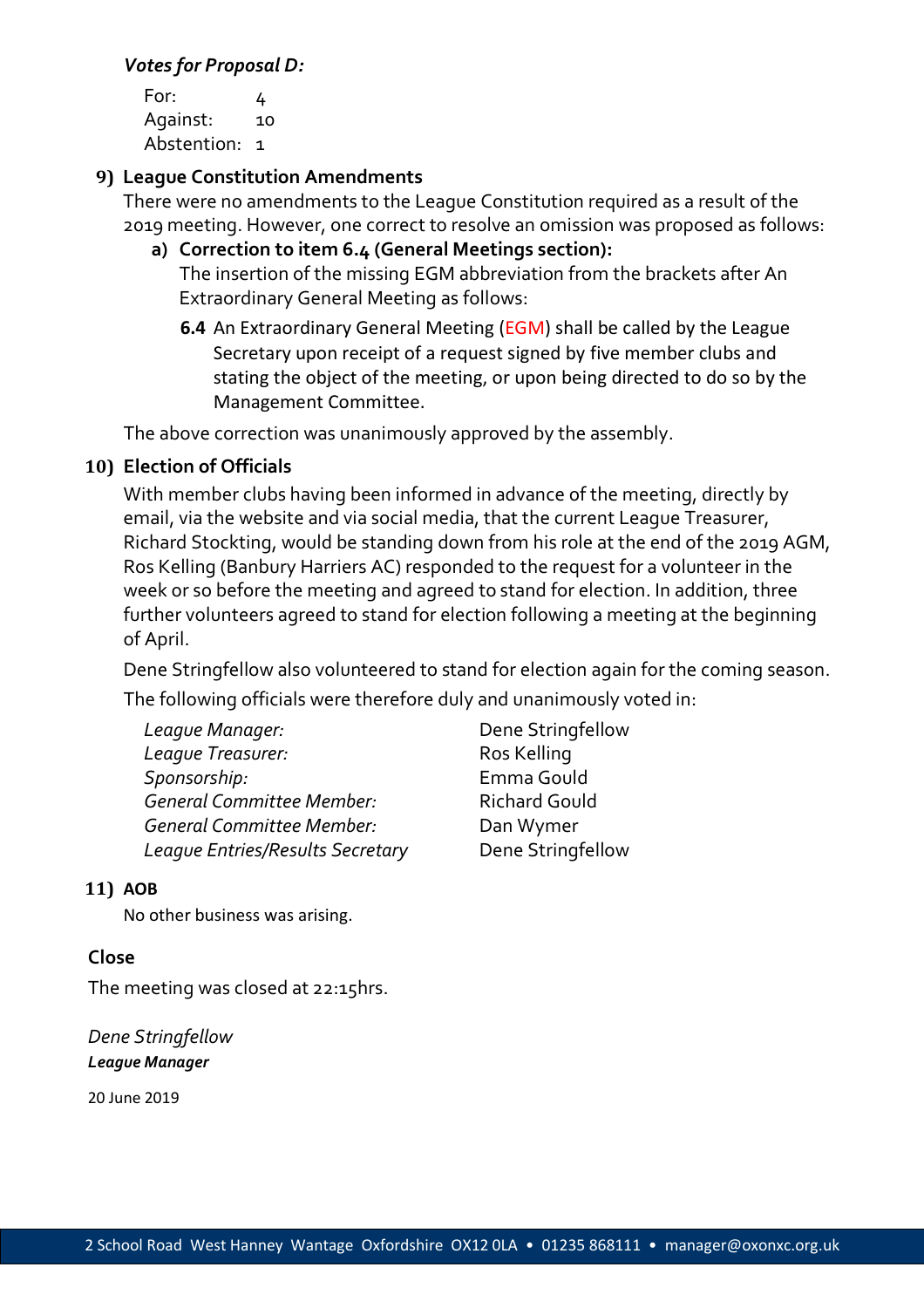***Votes for Proposal D:***

For: 4
Against: 10
Abstention: 1

## 9) League Constitution Amendments

There were no amendments to the League Constitution required as a result of the 2019 meeting. However, one correct to resolve an omission was proposed as follows:

**a) Correction to item 6.4 (General Meetings section):**

The insertion of the missing EGM abbreviation from the brackets after An Extraordinary General Meeting as follows:

**6.4** An Extraordinary General Meeting (EGM) shall be called by the League Secretary upon receipt of a request signed by five member clubs and stating the object of the meeting, or upon being directed to do so by the Management Committee.

The above correction was unanimously approved by the assembly.

## 10) Election of Officials

With member clubs having been informed in advance of the meeting, directly by email, via the website and via social media, that the current League Treasurer, Richard Stockting, would be standing down from his role at the end of the 2019 AGM, Ros Kelling (Banbury Harriers AC) responded to the request for a volunteer in the week or so before the meeting and agreed to stand for election. In addition, three further volunteers agreed to stand for election following a meeting at the beginning of April.

Dene Stringfellow also volunteered to stand for election again for the coming season.

The following officials were therefore duly and unanimously voted in:

| | |
|---|---|
| *League Manager:* | Dene Stringfellow |
| *League Treasurer:* | Ros Kelling |
| *Sponsorship:* | Emma Gould |
| *General Committee Member:* | Richard Gould |
| *General Committee Member:* | Dan Wymer |
| *League Entries/Results Secretary* | Dene Stringfellow |

## 11) AOB

No other business was arising.

## Close

The meeting was closed at 22:15hrs.

*Dene Stringfellow*
***League Manager***

20 June 2019

2 School Road West Hanney Wantage Oxfordshire OX12 0LA • 01235 868111 • manager@oxonxc.org.uk